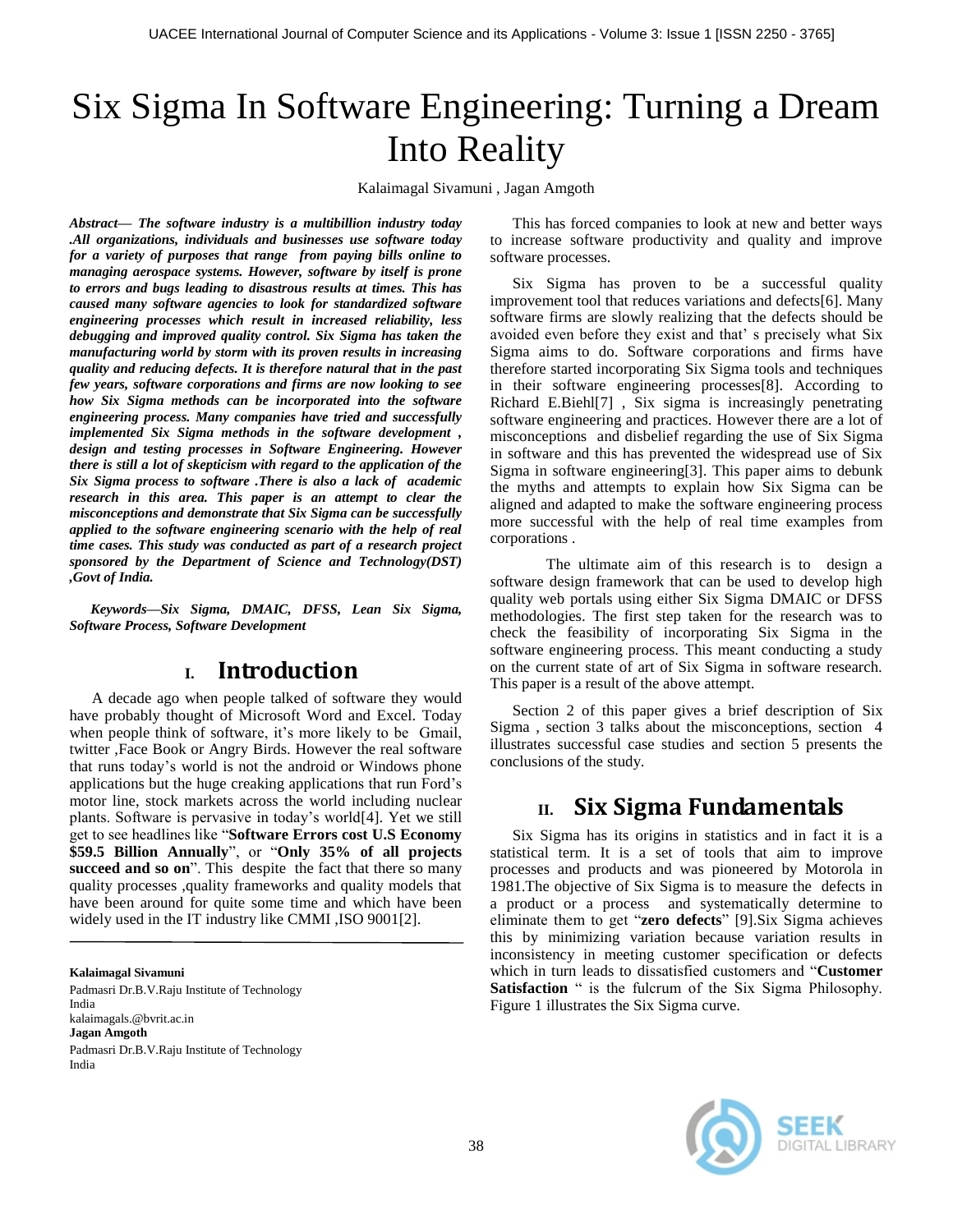# Six Sigma In Software Engineering: Turning a Dream Into Reality

Kalaimagal Sivamuni , Jagan Amgoth

***Abstract— The software industry is a multibillion industry today .All organizations, individuals and businesses use software today for a variety of purposes that range from paying bills online to managing aerospace systems. However, software by itself is prone to errors and bugs leading to disastrous results at times. This has caused many software agencies to look for standardized software engineering processes which result in increased reliability, less debugging and improved quality control. Six Sigma has taken the manufacturing world by storm with its proven results in increasing quality and reducing defects. It is therefore natural that in the past few years, software corporations and firms are now looking to see how Six Sigma methods can be incorporated into the software engineering process. Many companies have tried and successfully implemented Six Sigma methods in the software development , design and testing processes in Software Engineering. However there is still a lot of skepticism with regard to the application of the Six Sigma process to software .There is also a lack of academic research in this area. This paper is an attempt to clear the misconceptions and demonstrate that Six Sigma can be successfully applied to the software engineering scenario with the help of real time cases. This study was conducted as part of a research project sponsored by the Department of Science and Technology(DST) ,Govt of India.***

***Keywords—Six Sigma, DMAIC, DFSS, Lean Six Sigma, Software Process, Software Development***

## I. Introduction

A decade ago when people talked of software they would have probably thought of Microsoft Word and Excel. Today when people think of software, it's more likely to be Gmail, twitter ,Face Book or Angry Birds. However the real software that runs today's world is not the android or Windows phone applications but the huge creaking applications that run Ford's motor line, stock markets across the world including nuclear plants. Software is pervasive in today's world[4]. Yet we still get to see headlines like "**Software Errors cost U.S Economy $59.5 Billion Annually**", or "**Only 35% of all projects succeed and so on**". This despite the fact that there so many quality processes ,quality frameworks and quality models that have been around for quite some time and which have been widely used in the IT industry like CMMI ,ISO 9001[2].

**Kalaimagal Sivamuni**
Padmasri Dr.B.V.Raju Institute of Technology
India
kalaimagals.@bvrit.ac.in
**Jagan Amgoth**
Padmasri Dr.B.V.Raju Institute of Technology
India

This has forced companies to look at new and better ways to increase software productivity and quality and improve software processes.

Six Sigma has proven to be a successful quality improvement tool that reduces variations and defects[6]. Many software firms are slowly realizing that the defects should be avoided even before they exist and that' s precisely what Six Sigma aims to do. Software corporations and firms have therefore started incorporating Six Sigma tools and techniques in their software engineering processes[8]. According to Richard E.Biehl[7] , Six sigma is increasingly penetrating software engineering and practices. However there are a lot of misconceptions and disbelief regarding the use of Six Sigma in software and this has prevented the widespread use of Six Sigma in software engineering[3]. This paper aims to debunk the myths and attempts to explain how Six Sigma can be aligned and adapted to make the software engineering process more successful with the help of real time examples from corporations .

The ultimate aim of this research is to design a software design framework that can be used to develop high quality web portals using either Six Sigma DMAIC or DFSS methodologies. The first step taken for the research was to check the feasibility of incorporating Six Sigma in the software engineering process. This meant conducting a study on the current state of art of Six Sigma in software research. This paper is a result of the above attempt.

Section 2 of this paper gives a brief description of Six Sigma , section 3 talks about the misconceptions, section 4 illustrates successful case studies and section 5 presents the conclusions of the study.

## II. Six Sigma Fundamentals

Six Sigma has its origins in statistics and in fact it is a statistical term. It is a set of tools that aim to improve processes and products and was pioneered by Motorola in 1981.The objective of Six Sigma is to measure the defects in a product or a process and systematically determine to eliminate them to get "**zero defects**" [9].Six Sigma achieves this by minimizing variation because variation results in inconsistency in meeting customer specification or defects which in turn leads to dissatisfied customers and "**Customer Satisfaction** " is the fulcrum of the Six Sigma Philosophy. Figure 1 illustrates the Six Sigma curve.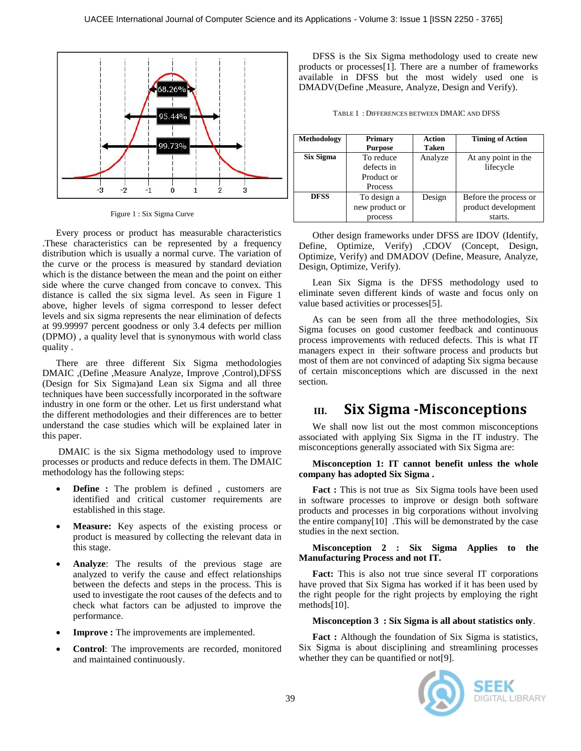Figure 1 : Six Sigma Curve

Every process or product has measurable characteristics .These characteristics can be represented by a frequency distribution which is usually a normal curve. The variation of the curve or the process is measured by standard deviation which is the distance between the mean and the point on either side where the curve changed from concave to convex. This distance is called the six sigma level. As seen in Figure 1 above, higher levels of sigma correspond to lesser defect levels and six sigma represents the near elimination of defects at 99.99997 percent goodness or only 3.4 defects per million (DPMO) , a quality level that is synonymous with world class quality .

There are three different Six Sigma methodologies DMAIC ,(Define ,Measure Analyze, Improve ,Control),DFSS (Design for Six Sigma)and Lean six Sigma and all three techniques have been successfully incorporated in the software industry in one form or the other. Let us first understand what the different methodologies and their differences are to better understand the case studies which will be explained later in this paper.

DMAIC is the six Sigma methodology used to improve processes or products and reduce defects in them. The DMAIC methodology has the following steps:

- **Define :** The problem is defined , customers are identified and critical customer requirements are established in this stage.
- **Measure:** Key aspects of the existing process or product is measured by collecting the relevant data in this stage.
- **Analyze**: The results of the previous stage are analyzed to verify the cause and effect relationships between the defects and steps in the process. This is used to investigate the root causes of the defects and to check what factors can be adjusted to improve the performance.
- **Improve :** The improvements are implemented.
- **Control**: The improvements are recorded, monitored and maintained continuously.

DFSS is the Six Sigma methodology used to create new products or processes[1]. There are a number of frameworks available in DFSS but the most widely used one is DMADV(Define ,Measure, Analyze, Design and Verify).

TABLE 1 : DIFFERENCES BETWEEN DMAIC AND DFSS

| Methodology | Primary Purpose | Action Taken | Timing of Action |
|---|---|---|---|
| Six Sigma | To reduce defects in Product or Process | Analyze | At any point in the lifecycle |
| DFSS | To design a new product or process | Design | Before the process or product development starts. |

Other design frameworks under DFSS are IDOV (Identify, Define, Optimize, Verify) ,CDOV (Concept, Design, Optimize, Verify) and DMADOV (Define, Measure, Analyze, Design, Optimize, Verify).

Lean Six Sigma is the DFSS methodology used to eliminate seven different kinds of waste and focus only on value based activities or processes[5].

As can be seen from all the three methodologies, Six Sigma focuses on good customer feedback and continuous process improvements with reduced defects. This is what IT managers expect in their software process and products but most of them are not convinced of adapting Six sigma because of certain misconceptions which are discussed in the next section.

## III. Six Sigma -Misconceptions

We shall now list out the most common misconceptions associated with applying Six Sigma in the IT industry. The misconceptions generally associated with Six Sigma are:

**Misconception 1: IT cannot benefit unless the whole company has adopted Six Sigma .**

**Fact :** This is not true as Six Sigma tools have been used in software processes to improve or design both software products and processes in big corporations without involving the entire company[10] .This will be demonstrated by the case studies in the next section.

**Misconception 2 : Six Sigma Applies to the Manufacturing Process and not IT.**

**Fact:** This is also not true since several IT corporations have proved that Six Sigma has worked if it has been used by the right people for the right projects by employing the right methods[10].

**Misconception 3 : Six Sigma is all about statistics only**.

**Fact :** Although the foundation of Six Sigma is statistics, Six Sigma is about disciplining and streamlining processes whether they can be quantified or not[9].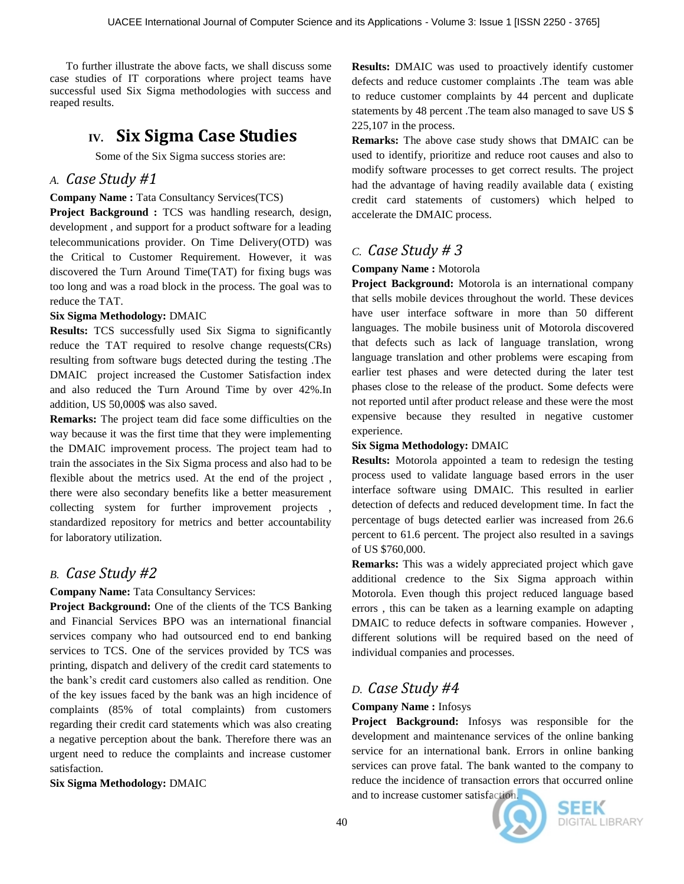To further illustrate the above facts, we shall discuss some case studies of IT corporations where project teams have successful used Six Sigma methodologies with success and reaped results.

## IV. Six Sigma Case Studies

Some of the Six Sigma success stories are:

### A. Case Study #1

**Company Name :** Tata Consultancy Services(TCS)

**Project Background :** TCS was handling research, design, development , and support for a product software for a leading telecommunications provider. On Time Delivery(OTD) was the Critical to Customer Requirement. However, it was discovered the Turn Around Time(TAT) for fixing bugs was too long and was a road block in the process. The goal was to reduce the TAT.

**Six Sigma Methodology:** DMAIC

**Results:** TCS successfully used Six Sigma to significantly reduce the TAT required to resolve change requests(CRs) resulting from software bugs detected during the testing .The DMAIC project increased the Customer Satisfaction index and also reduced the Turn Around Time by over 42%.In addition, US 50,000$ was also saved.

**Remarks:** The project team did face some difficulties on the way because it was the first time that they were implementing the DMAIC improvement process. The project team had to train the associates in the Six Sigma process and also had to be flexible about the metrics used. At the end of the project , there were also secondary benefits like a better measurement collecting system for further improvement projects , standardized repository for metrics and better accountability for laboratory utilization.

### B. Case Study #2

**Company Name:** Tata Consultancy Services:

**Project Background:** One of the clients of the TCS Banking and Financial Services BPO was an international financial services company who had outsourced end to end banking services to TCS. One of the services provided by TCS was printing, dispatch and delivery of the credit card statements to the bank's credit card customers also called as rendition. One of the key issues faced by the bank was an high incidence of complaints (85% of total complaints) from customers regarding their credit card statements which was also creating a negative perception about the bank. Therefore there was an urgent need to reduce the complaints and increase customer satisfaction.

**Six Sigma Methodology:** DMAIC

**Results:** DMAIC was used to proactively identify customer defects and reduce customer complaints .The team was able to reduce customer complaints by 44 percent and duplicate statements by 48 percent .The team also managed to save US $ 225,107 in the process.

**Remarks:** The above case study shows that DMAIC can be used to identify, prioritize and reduce root causes and also to modify software processes to get correct results. The project had the advantage of having readily available data ( existing credit card statements of customers) which helped to accelerate the DMAIC process.

### C. Case Study # 3

**Company Name :** Motorola

**Project Background:** Motorola is an international company that sells mobile devices throughout the world. These devices have user interface software in more than 50 different languages. The mobile business unit of Motorola discovered that defects such as lack of language translation, wrong language translation and other problems were escaping from earlier test phases and were detected during the later test phases close to the release of the product. Some defects were not reported until after product release and these were the most expensive because they resulted in negative customer experience.

**Six Sigma Methodology:** DMAIC

**Results:** Motorola appointed a team to redesign the testing process used to validate language based errors in the user interface software using DMAIC. This resulted in earlier detection of defects and reduced development time. In fact the percentage of bugs detected earlier was increased from 26.6 percent to 61.6 percent. The project also resulted in a savings of US $760,000.

**Remarks:** This was a widely appreciated project which gave additional credence to the Six Sigma approach within Motorola. Even though this project reduced language based errors , this can be taken as a learning example on adapting DMAIC to reduce defects in software companies. However , different solutions will be required based on the need of individual companies and processes.

### D. Case Study #4

**Company Name :** Infosys

**Project Background:** Infosys was responsible for the development and maintenance services of the online banking service for an international bank. Errors in online banking services can prove fatal. The bank wanted to the company to reduce the incidence of transaction errors that occurred online and to increase customer satisfaction.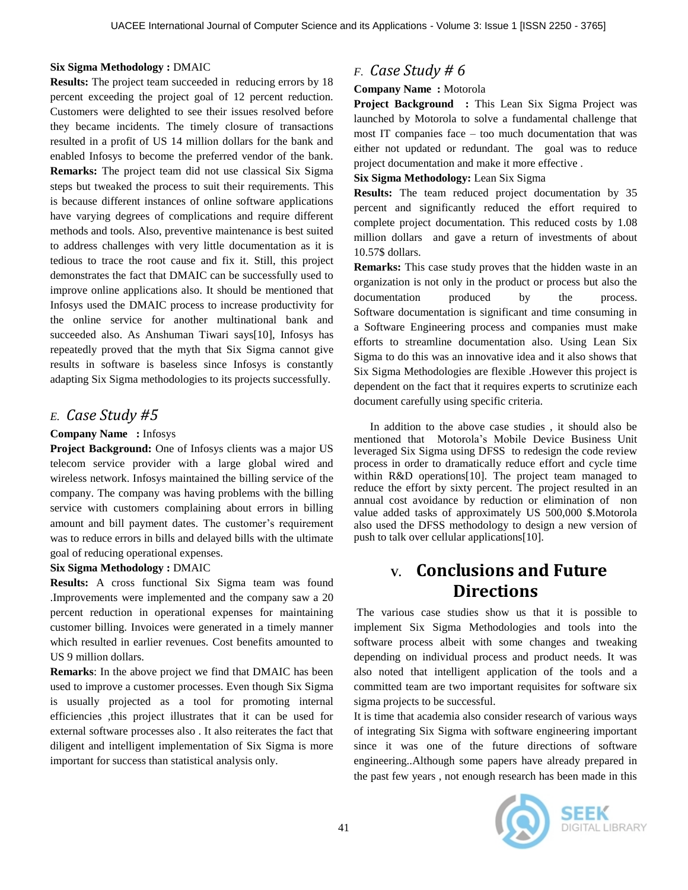**Six Sigma Methodology :** DMAIC

**Results:** The project team succeeded in reducing errors by 18 percent exceeding the project goal of 12 percent reduction. Customers were delighted to see their issues resolved before they became incidents. The timely closure of transactions resulted in a profit of US 14 million dollars for the bank and enabled Infosys to become the preferred vendor of the bank.

**Remarks:** The project team did not use classical Six Sigma steps but tweaked the process to suit their requirements. This is because different instances of online software applications have varying degrees of complications and require different methods and tools. Also, preventive maintenance is best suited to address challenges with very little documentation as it is tedious to trace the root cause and fix it. Still, this project demonstrates the fact that DMAIC can be successfully used to improve online applications also. It should be mentioned that Infosys used the DMAIC process to increase productivity for the online service for another multinational bank and succeeded also. As Anshuman Tiwari says[10], Infosys has repeatedly proved that the myth that Six Sigma cannot give results in software is baseless since Infosys is constantly adapting Six Sigma methodologies to its projects successfully.

### *E. Case Study #5*

**Company Name :** Infosys

**Project Background:** One of Infosys clients was a major US telecom service provider with a large global wired and wireless network. Infosys maintained the billing service of the company. The company was having problems with the billing service with customers complaining about errors in billing amount and bill payment dates. The customer's requirement was to reduce errors in bills and delayed bills with the ultimate goal of reducing operational expenses.

**Six Sigma Methodology :** DMAIC

**Results:** A cross functional Six Sigma team was found .Improvements were implemented and the company saw a 20 percent reduction in operational expenses for maintaining customer billing. Invoices were generated in a timely manner which resulted in earlier revenues. Cost benefits amounted to US 9 million dollars.

**Remarks**: In the above project we find that DMAIC has been used to improve a customer processes. Even though Six Sigma is usually projected as a tool for promoting internal efficiencies ,this project illustrates that it can be used for external software processes also . It also reiterates the fact that diligent and intelligent implementation of Six Sigma is more important for success than statistical analysis only.

### *F. Case Study # 6*

**Company Name :** Motorola

**Project Background :** This Lean Six Sigma Project was launched by Motorola to solve a fundamental challenge that most IT companies face – too much documentation that was either not updated or redundant. The goal was to reduce project documentation and make it more effective .

**Six Sigma Methodology:** Lean Six Sigma

**Results:** The team reduced project documentation by 35 percent and significantly reduced the effort required to complete project documentation. This reduced costs by 1.08 million dollars and gave a return of investments of about 10.57$ dollars.

**Remarks:** This case study proves that the hidden waste in an organization is not only in the product or process but also the documentation produced by the process. Software documentation is significant and time consuming in a Software Engineering process and companies must make efforts to streamline documentation also. Using Lean Six Sigma to do this was an innovative idea and it also shows that Six Sigma Methodologies are flexible .However this project is dependent on the fact that it requires experts to scrutinize each document carefully using specific criteria.

In addition to the above case studies , it should also be mentioned that Motorola's Mobile Device Business Unit leveraged Six Sigma using DFSS to redesign the code review process in order to dramatically reduce effort and cycle time within R&D operations[10]. The project team managed to reduce the effort by sixty percent. The project resulted in an annual cost avoidance by reduction or elimination of non value added tasks of approximately US 500,000 $.Motorola also used the DFSS methodology to design a new version of push to talk over cellular applications[10].

## V. Conclusions and Future Directions

The various case studies show us that it is possible to implement Six Sigma Methodologies and tools into the software process albeit with some changes and tweaking depending on individual process and product needs. It was also noted that intelligent application of the tools and a committed team are two important requisites for software six sigma projects to be successful.

It is time that academia also consider research of various ways of integrating Six Sigma with software engineering important since it was one of the future directions of software engineering..Although some papers have already prepared in the past few years , not enough research has been made in this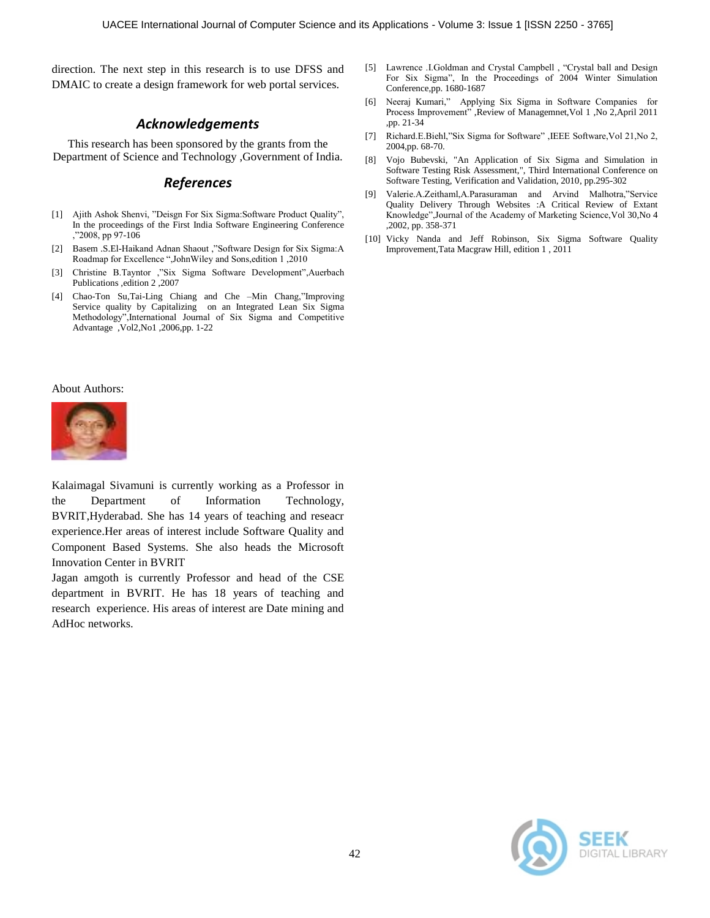direction. The next step in this research is to use DFSS and DMAIC to create a design framework for web portal services.

## Acknowledgements

This research has been sponsored by the grants from the Department of Science and Technology ,Government of India.

## References

[1] Ajith Ashok Shenvi, "Deisgn For Six Sigma:Software Product Quality", In the proceedings of the First India Software Engineering Conference ,"2008, pp 97-106

[2] Basem .S.El-Haikand Adnan Shaout ,"Software Design for Six Sigma:A Roadmap for Excellence ",JohnWiley and Sons,edition 1 ,2010

[3] Christine B.Tayntor ,"Six Sigma Software Development",Auerbach Publications ,edition 2 ,2007

[4] Chao-Ton Su,Tai-Ling Chiang and Che –Min Chang,"Improving Service quality by Capitalizing on an Integrated Lean Six Sigma Methodology",International Journal of Six Sigma and Competitive Advantage ,Vol2,No1 ,2006,pp. 1-22

[5] Lawrence .I.Goldman and Crystal Campbell , "Crystal ball and Design For Six Sigma", In the Proceedings of 2004 Winter Simulation Conference,pp. 1680-1687

[6] Neeraj Kumari," Applying Six Sigma in Software Companies for Process Improvement" ,Review of Managemnet,Vol 1 ,No 2,April 2011 ,pp. 21-34

[7] Richard.E.Biehl,"Six Sigma for Software" ,IEEE Software,Vol 21,No 2, 2004,pp. 68-70.

[8] Vojo Bubevski, "An Application of Six Sigma and Simulation in Software Testing Risk Assessment,", Third International Conference on Software Testing, Verification and Validation, 2010, pp.295-302

[9] Valerie.A.Zeithaml,A.Parasuraman and Arvind Malhotra,"Service Quality Delivery Through Websites :A Critical Review of Extant Knowledge",Journal of the Academy of Marketing Science,Vol 30,No 4 ,2002, pp. 358-371

[10] Vicky Nanda and Jeff Robinson, Six Sigma Software Quality Improvement,Tata Macgraw Hill, edition 1 , 2011

About Authors:

Kalaimagal Sivamuni is currently working as a Professor in the Department of Information Technology, BVRIT,Hyderabad. She has 14 years of teaching and reseacr experience.Her areas of interest include Software Quality and Component Based Systems. She also heads the Microsoft Innovation Center in BVRIT

Jagan amgoth is currently Professor and head of the CSE department in BVRIT. He has 18 years of teaching and research experience. His areas of interest are Date mining and AdHoc networks.